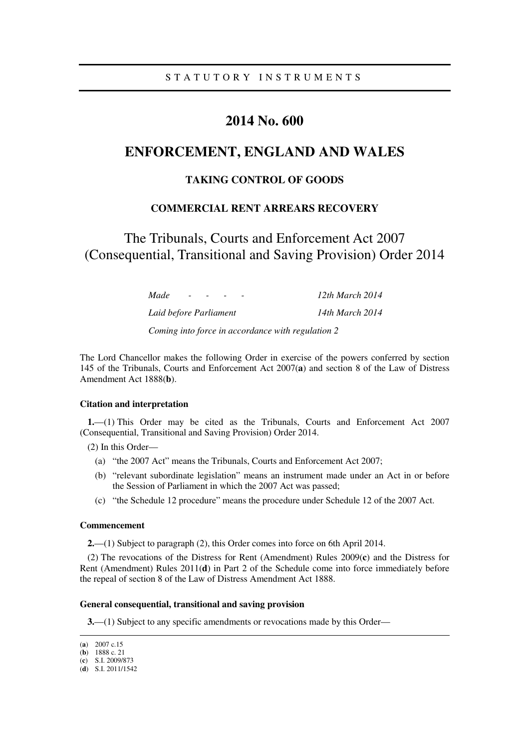STATUTORY INSTRUMENTS

# 2014 No. 600

# ENFORCEMENT, ENGLAND AND WALES

## TAKING CONTROL OF GOODS

## COMMERCIAL RENT ARREARS RECOVERY

# The Tribunals, Courts and Enforcement Act 2007 (Consequential, Transitional and Saving Provision) Order 2014

| | |
|---|---|
| *Made - - - -* | *12th March 2014* |
| *Laid before Parliament* | *14th March 2014* |

*Coming into force in accordance with regulation 2*

The Lord Chancellor makes the following Order in exercise of the powers conferred by section 145 of the Tribunals, Courts and Enforcement Act 2007(**a**) and section 8 of the Law of Distress Amendment Act 1888(**b**).

### Citation and interpretation

**1.**—(1) This Order may be cited as the Tribunals, Courts and Enforcement Act 2007 (Consequential, Transitional and Saving Provision) Order 2014.

(2) In this Order—

(a) "the 2007 Act" means the Tribunals, Courts and Enforcement Act 2007;

(b) "relevant subordinate legislation" means an instrument made under an Act in or before the Session of Parliament in which the 2007 Act was passed;

(c) "the Schedule 12 procedure" means the procedure under Schedule 12 of the 2007 Act.

### Commencement

**2.**—(1) Subject to paragraph (2), this Order comes into force on 6th April 2014.

(2) The revocations of the Distress for Rent (Amendment) Rules 2009(**c**) and the Distress for Rent (Amendment) Rules 2011(**d**) in Part 2 of the Schedule come into force immediately before the repeal of section 8 of the Law of Distress Amendment Act 1888.

### General consequential, transitional and saving provision

**3.**—(1) Subject to any specific amendments or revocations made by this Order—

---

(**a**) 2007 c.15
(**b**) 1888 c. 21
(**c**) S.I. 2009/873
(**d**) S.I. 2011/1542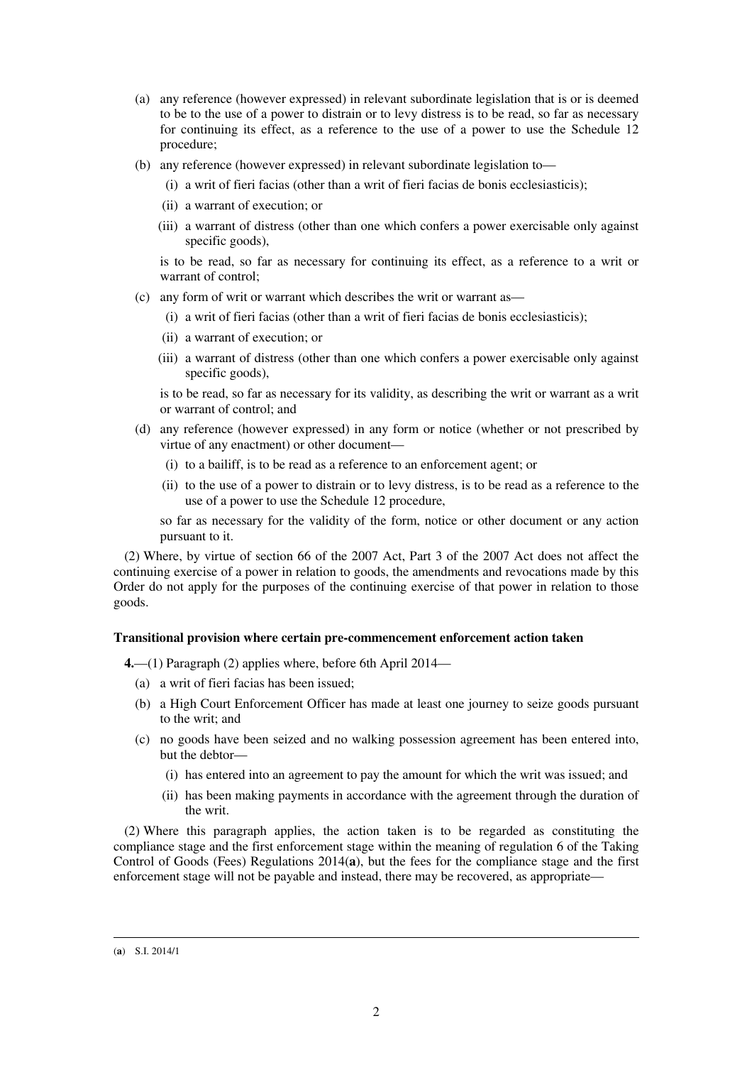(a) any reference (however expressed) in relevant subordinate legislation that is or is deemed to be to the use of a power to distrain or to levy distress is to be read, so far as necessary for continuing its effect, as a reference to the use of a power to use the Schedule 12 procedure;

(b) any reference (however expressed) in relevant subordinate legislation to—

  (i) a writ of fieri facias (other than a writ of fieri facias de bonis ecclesiasticis);

  (ii) a warrant of execution; or

  (iii) a warrant of distress (other than one which confers a power exercisable only against specific goods),

is to be read, so far as necessary for continuing its effect, as a reference to a writ or warrant of control;

(c) any form of writ or warrant which describes the writ or warrant as—

  (i) a writ of fieri facias (other than a writ of fieri facias de bonis ecclesiasticis);

  (ii) a warrant of execution; or

  (iii) a warrant of distress (other than one which confers a power exercisable only against specific goods),

is to be read, so far as necessary for its validity, as describing the writ or warrant as a writ or warrant of control; and

(d) any reference (however expressed) in any form or notice (whether or not prescribed by virtue of any enactment) or other document—

  (i) to a bailiff, is to be read as a reference to an enforcement agent; or

  (ii) to the use of a power to distrain or to levy distress, is to be read as a reference to the use of a power to use the Schedule 12 procedure,

so far as necessary for the validity of the form, notice or other document or any action pursuant to it.

(2) Where, by virtue of section 66 of the 2007 Act, Part 3 of the 2007 Act does not affect the continuing exercise of a power in relation to goods, the amendments and revocations made by this Order do not apply for the purposes of the continuing exercise of that power in relation to those goods.

**Transitional provision where certain pre-commencement enforcement action taken**

**4.**—(1) Paragraph (2) applies where, before 6th April 2014—

(a) a writ of fieri facias has been issued;

(b) a High Court Enforcement Officer has made at least one journey to seize goods pursuant to the writ; and

(c) no goods have been seized and no walking possession agreement has been entered into, but the debtor—

  (i) has entered into an agreement to pay the amount for which the writ was issued; and

  (ii) has been making payments in accordance with the agreement through the duration of the writ.

(2) Where this paragraph applies, the action taken is to be regarded as constituting the compliance stage and the first enforcement stage within the meaning of regulation 6 of the Taking Control of Goods (Fees) Regulations 2014(**a**), but the fees for the compliance stage and the first enforcement stage will not be payable and instead, there may be recovered, as appropriate—

(**a**) S.I. 2014/1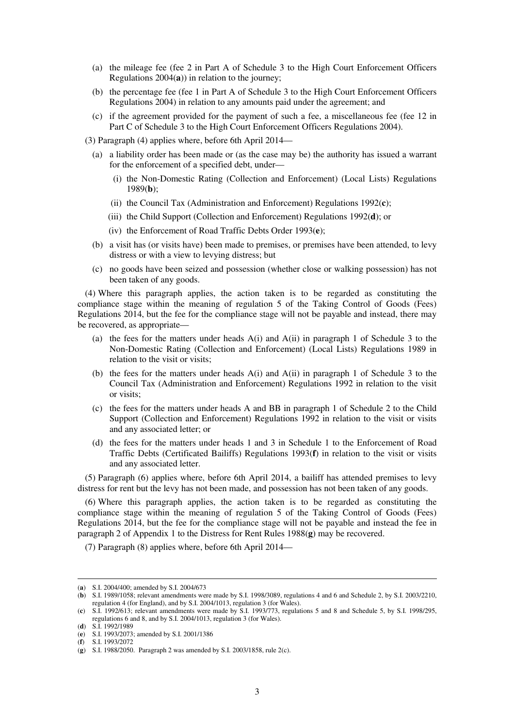(a) the mileage fee (fee 2 in Part A of Schedule 3 to the High Court Enforcement Officers Regulations 2004(**a**)) in relation to the journey;

(b) the percentage fee (fee 1 in Part A of Schedule 3 to the High Court Enforcement Officers Regulations 2004) in relation to any amounts paid under the agreement; and

(c) if the agreement provided for the payment of such a fee, a miscellaneous fee (fee 12 in Part C of Schedule 3 to the High Court Enforcement Officers Regulations 2004).

(3) Paragraph (4) applies where, before 6th April 2014—

(a) a liability order has been made or (as the case may be) the authority has issued a warrant for the enforcement of a specified debt, under—

(i) the Non-Domestic Rating (Collection and Enforcement) (Local Lists) Regulations 1989(**b**);

(ii) the Council Tax (Administration and Enforcement) Regulations 1992(**c**);

(iii) the Child Support (Collection and Enforcement) Regulations 1992(**d**); or

(iv) the Enforcement of Road Traffic Debts Order 1993(**e**);

(b) a visit has (or visits have) been made to premises, or premises have been attended, to levy distress or with a view to levying distress; but

(c) no goods have been seized and possession (whether close or walking possession) has not been taken of any goods.

(4) Where this paragraph applies, the action taken is to be regarded as constituting the compliance stage within the meaning of regulation 5 of the Taking Control of Goods (Fees) Regulations 2014, but the fee for the compliance stage will not be payable and instead, there may be recovered, as appropriate—

(a) the fees for the matters under heads A(i) and A(ii) in paragraph 1 of Schedule 3 to the Non-Domestic Rating (Collection and Enforcement) (Local Lists) Regulations 1989 in relation to the visit or visits;

(b) the fees for the matters under heads A(i) and A(ii) in paragraph 1 of Schedule 3 to the Council Tax (Administration and Enforcement) Regulations 1992 in relation to the visit or visits;

(c) the fees for the matters under heads A and BB in paragraph 1 of Schedule 2 to the Child Support (Collection and Enforcement) Regulations 1992 in relation to the visit or visits and any associated letter; or

(d) the fees for the matters under heads 1 and 3 in Schedule 1 to the Enforcement of Road Traffic Debts (Certificated Bailiffs) Regulations 1993(**f**) in relation to the visit or visits and any associated letter.

(5) Paragraph (6) applies where, before 6th April 2014, a bailiff has attended premises to levy distress for rent but the levy has not been made, and possession has not been taken of any goods.

(6) Where this paragraph applies, the action taken is to be regarded as constituting the compliance stage within the meaning of regulation 5 of the Taking Control of Goods (Fees) Regulations 2014, but the fee for the compliance stage will not be payable and instead the fee in paragraph 2 of Appendix 1 to the Distress for Rent Rules 1988(**g**) may be recovered.

(7) Paragraph (8) applies where, before 6th April 2014—

---

(**a**) S.I. 2004/400; amended by S.I. 2004/673

(**b**) S.I. 1989/1058; relevant amendments were made by S.I. 1998/3089, regulations 4 and 6 and Schedule 2, by S.I. 2003/2210, regulation 4 (for England), and by S.I. 2004/1013, regulation 3 (for Wales).

(**c**) S.I. 1992/613; relevant amendments were made by S.I. 1993/773, regulations 5 and 8 and Schedule 5, by S.I. 1998/295, regulations 6 and 8, and by S.I. 2004/1013, regulation 3 (for Wales).

(**d**) S.I. 1992/1989

(**e**) S.I. 1993/2073; amended by S.I. 2001/1386

(**f**) S.I. 1993/2072

(**g**) S.I. 1988/2050. Paragraph 2 was amended by S.I. 2003/1858, rule 2(c).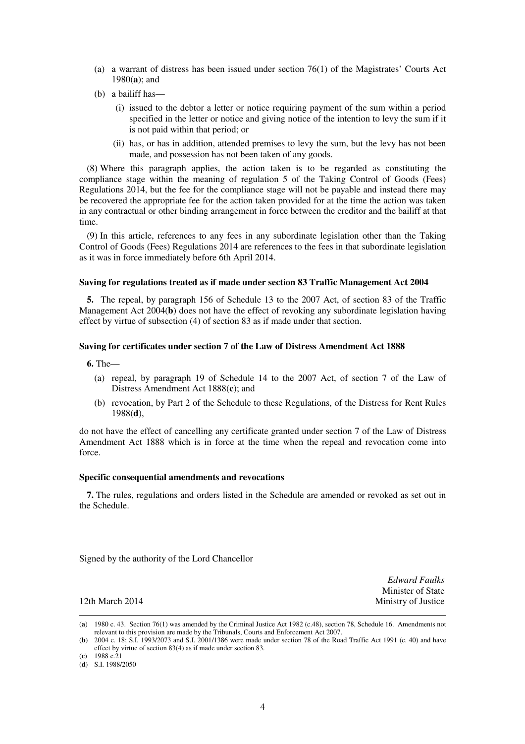(a) a warrant of distress has been issued under section 76(1) of the Magistrates' Courts Act 1980(**a**); and

(b) a bailiff has—

(i) issued to the debtor a letter or notice requiring payment of the sum within a period specified in the letter or notice and giving notice of the intention to levy the sum if it is not paid within that period; or

(ii) has, or has in addition, attended premises to levy the sum, but the levy has not been made, and possession has not been taken of any goods.

(8) Where this paragraph applies, the action taken is to be regarded as constituting the compliance stage within the meaning of regulation 5 of the Taking Control of Goods (Fees) Regulations 2014, but the fee for the compliance stage will not be payable and instead there may be recovered the appropriate fee for the action taken provided for at the time the action was taken in any contractual or other binding arrangement in force between the creditor and the bailiff at that time.

(9) In this article, references to any fees in any subordinate legislation other than the Taking Control of Goods (Fees) Regulations 2014 are references to the fees in that subordinate legislation as it was in force immediately before 6th April 2014.

**Saving for regulations treated as if made under section 83 Traffic Management Act 2004**

**5.** The repeal, by paragraph 156 of Schedule 13 to the 2007 Act, of section 83 of the Traffic Management Act 2004(**b**) does not have the effect of revoking any subordinate legislation having effect by virtue of subsection (4) of section 83 as if made under that section.

**Saving for certificates under section 7 of the Law of Distress Amendment Act 1888**

**6.** The—

(a) repeal, by paragraph 19 of Schedule 14 to the 2007 Act, of section 7 of the Law of Distress Amendment Act 1888(**c**); and

(b) revocation, by Part 2 of the Schedule to these Regulations, of the Distress for Rent Rules 1988(**d**),

do not have the effect of cancelling any certificate granted under section 7 of the Law of Distress Amendment Act 1888 which is in force at the time when the repeal and revocation come into force.

**Specific consequential amendments and revocations**

**7.** The rules, regulations and orders listed in the Schedule are amended or revoked as set out in the Schedule.

Signed by the authority of the Lord Chancellor

*Edward Faulks*
Minister of State
Ministry of Justice

12th March 2014

---

(**a**) 1980 c. 43. Section 76(1) was amended by the Criminal Justice Act 1982 (c.48), section 78, Schedule 16. Amendments not relevant to this provision are made by the Tribunals, Courts and Enforcement Act 2007.

(**b**) 2004 c. 18; S.I. 1993/2073 and S.I. 2001/1386 were made under section 78 of the Road Traffic Act 1991 (c. 40) and have effect by virtue of section 83(4) as if made under section 83.

(**c**) 1988 c.21

(**d**) S.I. 1988/2050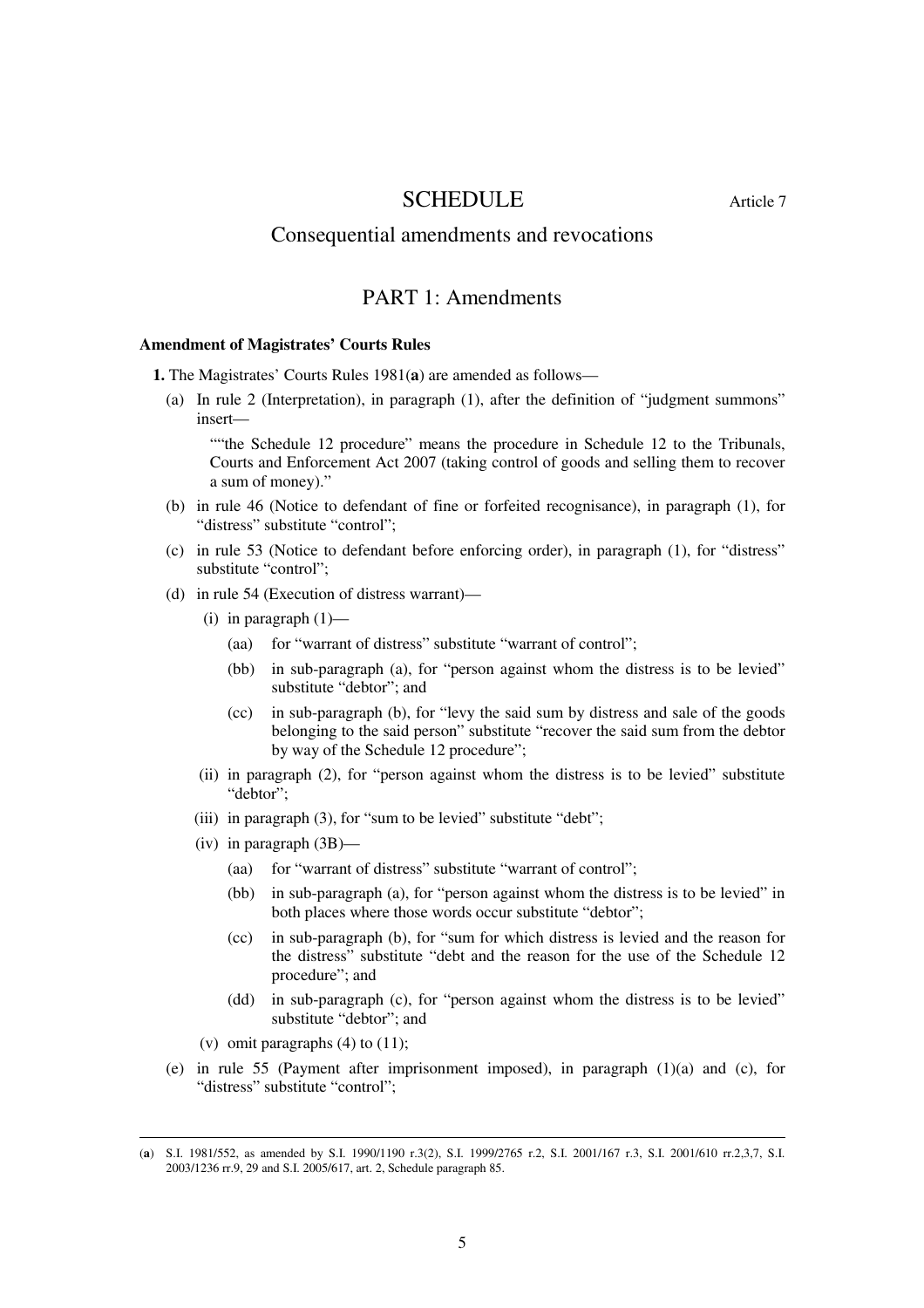# SCHEDULE

Article 7

## Consequential amendments and revocations

## PART 1: Amendments

**Amendment of Magistrates' Courts Rules**

**1.** The Magistrates' Courts Rules 1981(**a**) are amended as follows—

(a) In rule 2 (Interpretation), in paragraph (1), after the definition of "judgment summons" insert—

> ""the Schedule 12 procedure" means the procedure in Schedule 12 to the Tribunals, Courts and Enforcement Act 2007 (taking control of goods and selling them to recover a sum of money)."

(b) in rule 46 (Notice to defendant of fine or forfeited recognisance), in paragraph (1), for "distress" substitute "control";

(c) in rule 53 (Notice to defendant before enforcing order), in paragraph (1), for "distress" substitute "control";

(d) in rule 54 (Execution of distress warrant)—

- (i) in paragraph (1)—
  - (aa) for "warrant of distress" substitute "warrant of control";
  - (bb) in sub-paragraph (a), for "person against whom the distress is to be levied" substitute "debtor"; and
  - (cc) in sub-paragraph (b), for "levy the said sum by distress and sale of the goods belonging to the said person" substitute "recover the said sum from the debtor by way of the Schedule 12 procedure";
- (ii) in paragraph (2), for "person against whom the distress is to be levied" substitute "debtor";
- (iii) in paragraph (3), for "sum to be levied" substitute "debt";
- (iv) in paragraph (3B)—
  - (aa) for "warrant of distress" substitute "warrant of control";
  - (bb) in sub-paragraph (a), for "person against whom the distress is to be levied" in both places where those words occur substitute "debtor";
  - (cc) in sub-paragraph (b), for "sum for which distress is levied and the reason for the distress" substitute "debt and the reason for the use of the Schedule 12 procedure"; and
  - (dd) in sub-paragraph (c), for "person against whom the distress is to be levied" substitute "debtor"; and
- (v) omit paragraphs (4) to (11);

(e) in rule 55 (Payment after imprisonment imposed), in paragraph (1)(a) and (c), for "distress" substitute "control";

---

(**a**) S.I. 1981/552, as amended by S.I. 1990/1190 r.3(2), S.I. 1999/2765 r.2, S.I. 2001/167 r.3, S.I. 2001/610 rr.2,3,7, S.I. 2003/1236 rr.9, 29 and S.I. 2005/617, art. 2, Schedule paragraph 85.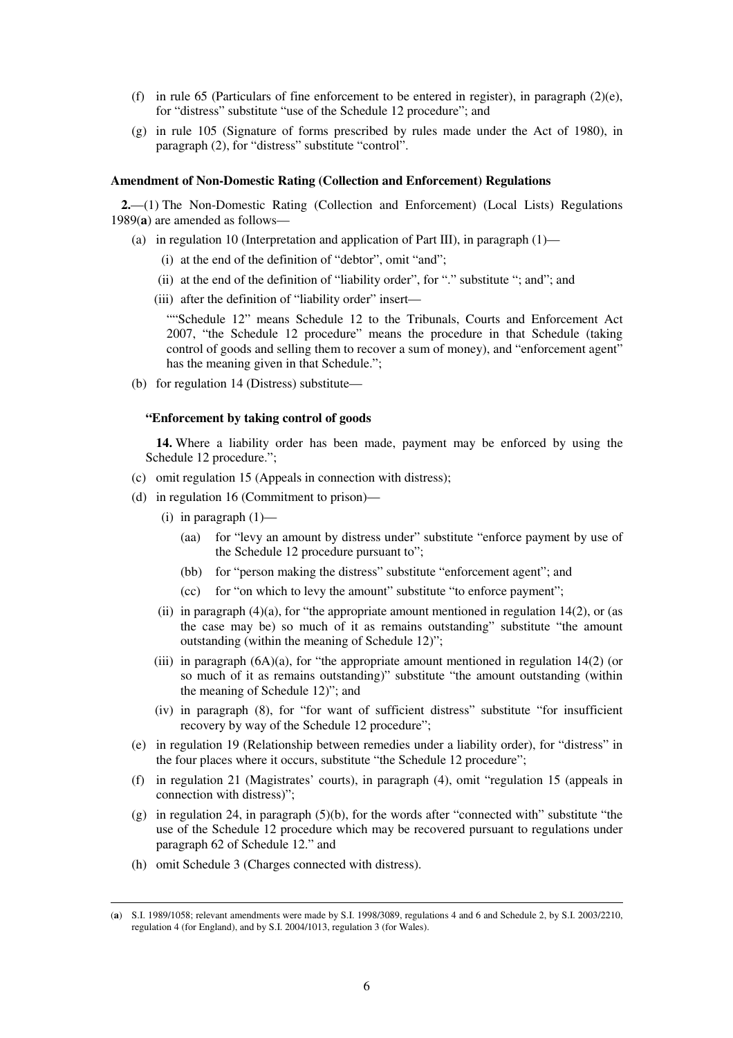(f) in rule 65 (Particulars of fine enforcement to be entered in register), in paragraph (2)(e), for "distress" substitute "use of the Schedule 12 procedure"; and

(g) in rule 105 (Signature of forms prescribed by rules made under the Act of 1980), in paragraph (2), for "distress" substitute "control".

**Amendment of Non-Domestic Rating (Collection and Enforcement) Regulations**

**2.**—(1) The Non-Domestic Rating (Collection and Enforcement) (Local Lists) Regulations 1989(**a**) are amended as follows—

(a) in regulation 10 (Interpretation and application of Part III), in paragraph (1)—

(i) at the end of the definition of "debtor", omit "and";

(ii) at the end of the definition of "liability order", for "." substitute "; and"; and

(iii) after the definition of "liability order" insert—

""Schedule 12" means Schedule 12 to the Tribunals, Courts and Enforcement Act 2007, "the Schedule 12 procedure" means the procedure in that Schedule (taking control of goods and selling them to recover a sum of money), and "enforcement agent" has the meaning given in that Schedule.";

(b) for regulation 14 (Distress) substitute—

**"Enforcement by taking control of goods**

**14.** Where a liability order has been made, payment may be enforced by using the Schedule 12 procedure.";

(c) omit regulation 15 (Appeals in connection with distress);

(d) in regulation 16 (Commitment to prison)—

(i) in paragraph (1)—

(aa) for "levy an amount by distress under" substitute "enforce payment by use of the Schedule 12 procedure pursuant to";

(bb) for "person making the distress" substitute "enforcement agent"; and

(cc) for "on which to levy the amount" substitute "to enforce payment";

(ii) in paragraph (4)(a), for "the appropriate amount mentioned in regulation 14(2), or (as the case may be) so much of it as remains outstanding" substitute "the amount outstanding (within the meaning of Schedule 12)";

(iii) in paragraph (6A)(a), for "the appropriate amount mentioned in regulation 14(2) (or so much of it as remains outstanding)" substitute "the amount outstanding (within the meaning of Schedule 12)"; and

(iv) in paragraph (8), for "for want of sufficient distress" substitute "for insufficient recovery by way of the Schedule 12 procedure";

(e) in regulation 19 (Relationship between remedies under a liability order), for "distress" in the four places where it occurs, substitute "the Schedule 12 procedure";

(f) in regulation 21 (Magistrates' courts), in paragraph (4), omit "regulation 15 (appeals in connection with distress)";

(g) in regulation 24, in paragraph (5)(b), for the words after "connected with" substitute "the use of the Schedule 12 procedure which may be recovered pursuant to regulations under paragraph 62 of Schedule 12." and

(h) omit Schedule 3 (Charges connected with distress).

---

(**a**) S.I. 1989/1058; relevant amendments were made by S.I. 1998/3089, regulations 4 and 6 and Schedule 2, by S.I. 2003/2210, regulation 4 (for England), and by S.I. 2004/1013, regulation 3 (for Wales).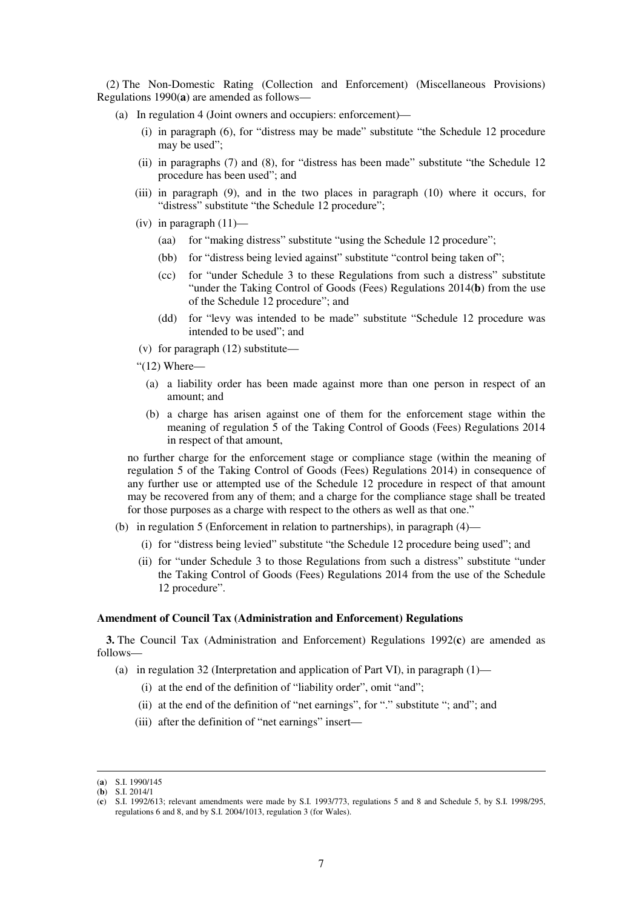(2) The Non-Domestic Rating (Collection and Enforcement) (Miscellaneous Provisions) Regulations 1990(**a**) are amended as follows—

(a) In regulation 4 (Joint owners and occupiers: enforcement)—

(i) in paragraph (6), for "distress may be made" substitute "the Schedule 12 procedure may be used";

(ii) in paragraphs (7) and (8), for "distress has been made" substitute "the Schedule 12 procedure has been used"; and

(iii) in paragraph (9), and in the two places in paragraph (10) where it occurs, for "distress" substitute "the Schedule 12 procedure";

(iv) in paragraph (11)—

(aa) for "making distress" substitute "using the Schedule 12 procedure";

(bb) for "distress being levied against" substitute "control being taken of";

(cc) for "under Schedule 3 to these Regulations from such a distress" substitute "under the Taking Control of Goods (Fees) Regulations 2014(**b**) from the use of the Schedule 12 procedure"; and

(dd) for "levy was intended to be made" substitute "Schedule 12 procedure was intended to be used"; and

(v) for paragraph (12) substitute—

"(12) Where—

(a) a liability order has been made against more than one person in respect of an amount; and

(b) a charge has arisen against one of them for the enforcement stage within the meaning of regulation 5 of the Taking Control of Goods (Fees) Regulations 2014 in respect of that amount,

no further charge for the enforcement stage or compliance stage (within the meaning of regulation 5 of the Taking Control of Goods (Fees) Regulations 2014) in consequence of any further use or attempted use of the Schedule 12 procedure in respect of that amount may be recovered from any of them; and a charge for the compliance stage shall be treated for those purposes as a charge with respect to the others as well as that one."

(b) in regulation 5 (Enforcement in relation to partnerships), in paragraph (4)—

(i) for "distress being levied" substitute "the Schedule 12 procedure being used"; and

(ii) for "under Schedule 3 to those Regulations from such a distress" substitute "under the Taking Control of Goods (Fees) Regulations 2014 from the use of the Schedule 12 procedure".

**Amendment of Council Tax (Administration and Enforcement) Regulations**

**3.** The Council Tax (Administration and Enforcement) Regulations 1992(**c**) are amended as follows—

(a) in regulation 32 (Interpretation and application of Part VI), in paragraph (1)—

(i) at the end of the definition of "liability order", omit "and";

(ii) at the end of the definition of "net earnings", for "." substitute "; and"; and

(iii) after the definition of "net earnings" insert—

---

(**a**) S.I. 1990/145

(**b**) S.I. 2014/1

(**c**) S.I. 1992/613; relevant amendments were made by S.I. 1993/773, regulations 5 and 8 and Schedule 5, by S.I. 1998/295, regulations 6 and 8, and by S.I. 2004/1013, regulation 3 (for Wales).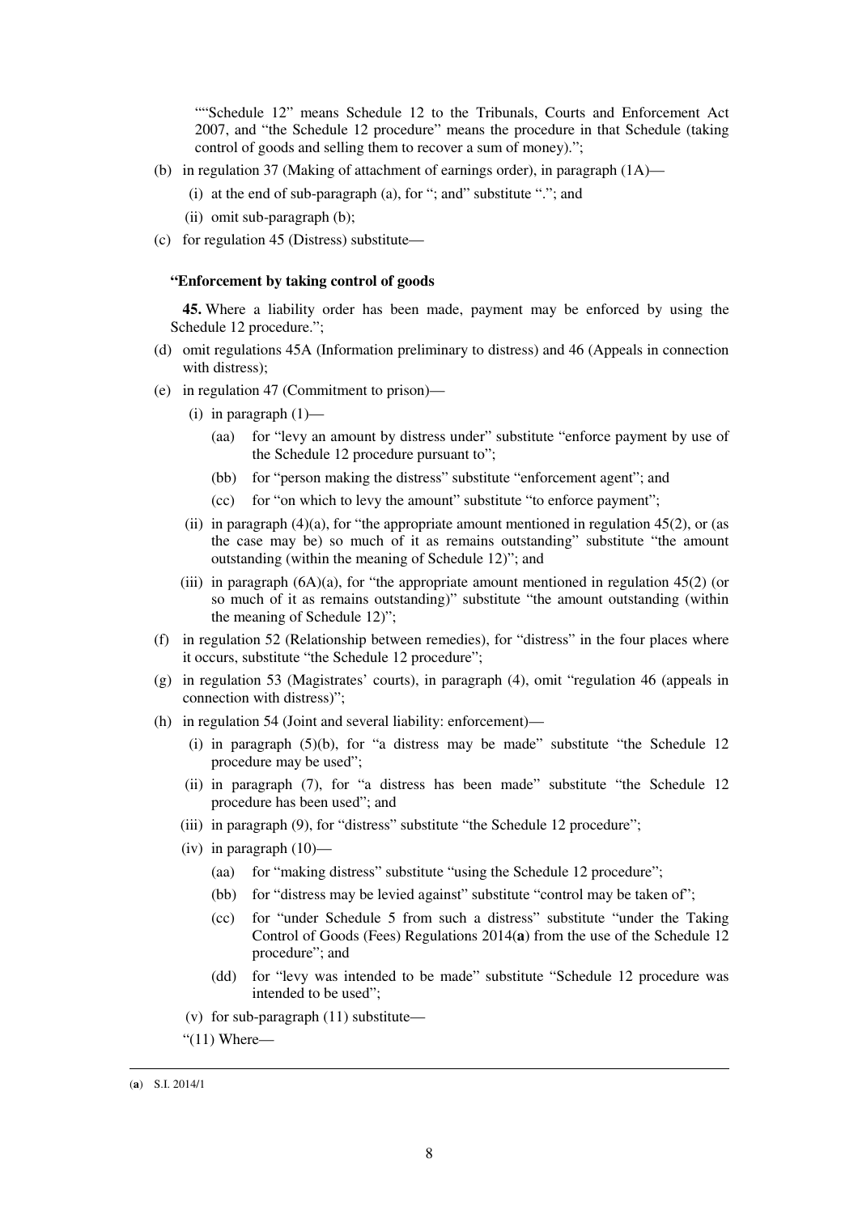"“Schedule 12” means Schedule 12 to the Tribunals, Courts and Enforcement Act 2007, and “the Schedule 12 procedure” means the procedure in that Schedule (taking control of goods and selling them to recover a sum of money).";

(b) in regulation 37 (Making of attachment of earnings order), in paragraph (1A)—

(i) at the end of sub-paragraph (a), for "; and" substitute "."; and

(ii) omit sub-paragraph (b);

(c) for regulation 45 (Distress) substitute—

**"Enforcement by taking control of goods**

**45.** Where a liability order has been made, payment may be enforced by using the Schedule 12 procedure.";

(d) omit regulations 45A (Information preliminary to distress) and 46 (Appeals in connection with distress);

(e) in regulation 47 (Commitment to prison)—

(i) in paragraph (1)—

(aa) for "levy an amount by distress under" substitute "enforce payment by use of the Schedule 12 procedure pursuant to";

(bb) for "person making the distress" substitute "enforcement agent"; and

(cc) for "on which to levy the amount" substitute "to enforce payment";

(ii) in paragraph (4)(a), for "the appropriate amount mentioned in regulation 45(2), or (as the case may be) so much of it as remains outstanding" substitute "the amount outstanding (within the meaning of Schedule 12)"; and

(iii) in paragraph (6A)(a), for "the appropriate amount mentioned in regulation 45(2) (or so much of it as remains outstanding)" substitute "the amount outstanding (within the meaning of Schedule 12)";

(f) in regulation 52 (Relationship between remedies), for "distress" in the four places where it occurs, substitute "the Schedule 12 procedure";

(g) in regulation 53 (Magistrates' courts), in paragraph (4), omit "regulation 46 (appeals in connection with distress)";

(h) in regulation 54 (Joint and several liability: enforcement)—

(i) in paragraph (5)(b), for "a distress may be made" substitute "the Schedule 12 procedure may be used";

(ii) in paragraph (7), for "a distress has been made" substitute "the Schedule 12 procedure has been used"; and

(iii) in paragraph (9), for "distress" substitute "the Schedule 12 procedure";

(iv) in paragraph (10)—

(aa) for "making distress" substitute "using the Schedule 12 procedure";

(bb) for "distress may be levied against" substitute "control may be taken of";

(cc) for "under Schedule 5 from such a distress" substitute "under the Taking Control of Goods (Fees) Regulations 2014(**a**) from the use of the Schedule 12 procedure"; and

(dd) for "levy was intended to be made" substitute "Schedule 12 procedure was intended to be used";

(v) for sub-paragraph (11) substitute—

"(11) Where—

(**a**) S.I. 2014/1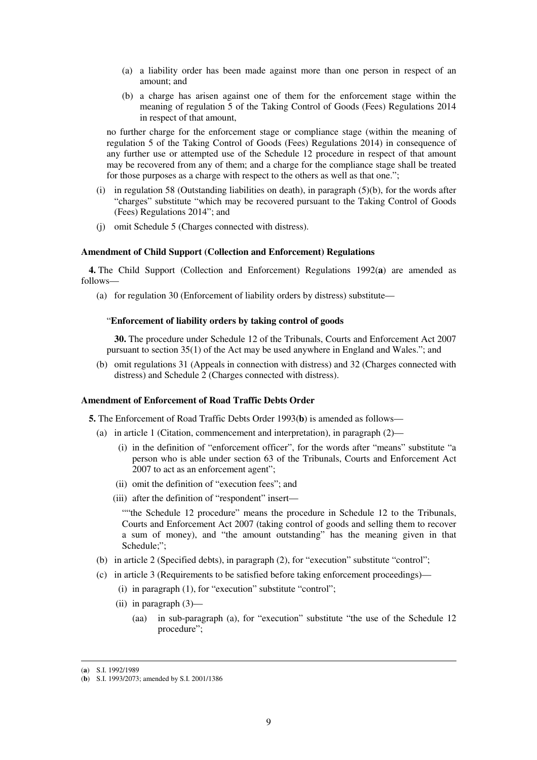(a) a liability order has been made against more than one person in respect of an amount; and

(b) a charge has arisen against one of them for the enforcement stage within the meaning of regulation 5 of the Taking Control of Goods (Fees) Regulations 2014 in respect of that amount,

no further charge for the enforcement stage or compliance stage (within the meaning of regulation 5 of the Taking Control of Goods (Fees) Regulations 2014) in consequence of any further use or attempted use of the Schedule 12 procedure in respect of that amount may be recovered from any of them; and a charge for the compliance stage shall be treated for those purposes as a charge with respect to the others as well as that one.";

(i) in regulation 58 (Outstanding liabilities on death), in paragraph (5)(b), for the words after "charges" substitute "which may be recovered pursuant to the Taking Control of Goods (Fees) Regulations 2014"; and

(j) omit Schedule 5 (Charges connected with distress).

**Amendment of Child Support (Collection and Enforcement) Regulations**

**4.** The Child Support (Collection and Enforcement) Regulations 1992(**a**) are amended as follows—

(a) for regulation 30 (Enforcement of liability orders by distress) substitute—

"**Enforcement of liability orders by taking control of goods**

**30.** The procedure under Schedule 12 of the Tribunals, Courts and Enforcement Act 2007 pursuant to section 35(1) of the Act may be used anywhere in England and Wales."; and

(b) omit regulations 31 (Appeals in connection with distress) and 32 (Charges connected with distress) and Schedule 2 (Charges connected with distress).

**Amendment of Enforcement of Road Traffic Debts Order**

**5.** The Enforcement of Road Traffic Debts Order 1993(**b**) is amended as follows—

(a) in article 1 (Citation, commencement and interpretation), in paragraph (2)—

(i) in the definition of "enforcement officer", for the words after "means" substitute "a person who is able under section 63 of the Tribunals, Courts and Enforcement Act 2007 to act as an enforcement agent";

(ii) omit the definition of "execution fees"; and

(iii) after the definition of "respondent" insert—

""the Schedule 12 procedure" means the procedure in Schedule 12 to the Tribunals, Courts and Enforcement Act 2007 (taking control of goods and selling them to recover a sum of money), and "the amount outstanding" has the meaning given in that Schedule;";

(b) in article 2 (Specified debts), in paragraph (2), for "execution" substitute "control";

(c) in article 3 (Requirements to be satisfied before taking enforcement proceedings)—

(i) in paragraph (1), for "execution" substitute "control";

(ii) in paragraph (3)—

(aa) in sub-paragraph (a), for "execution" substitute "the use of the Schedule 12 procedure";

---

(**a**) S.I. 1992/1989

(**b**) S.I. 1993/2073; amended by S.I. 2001/1386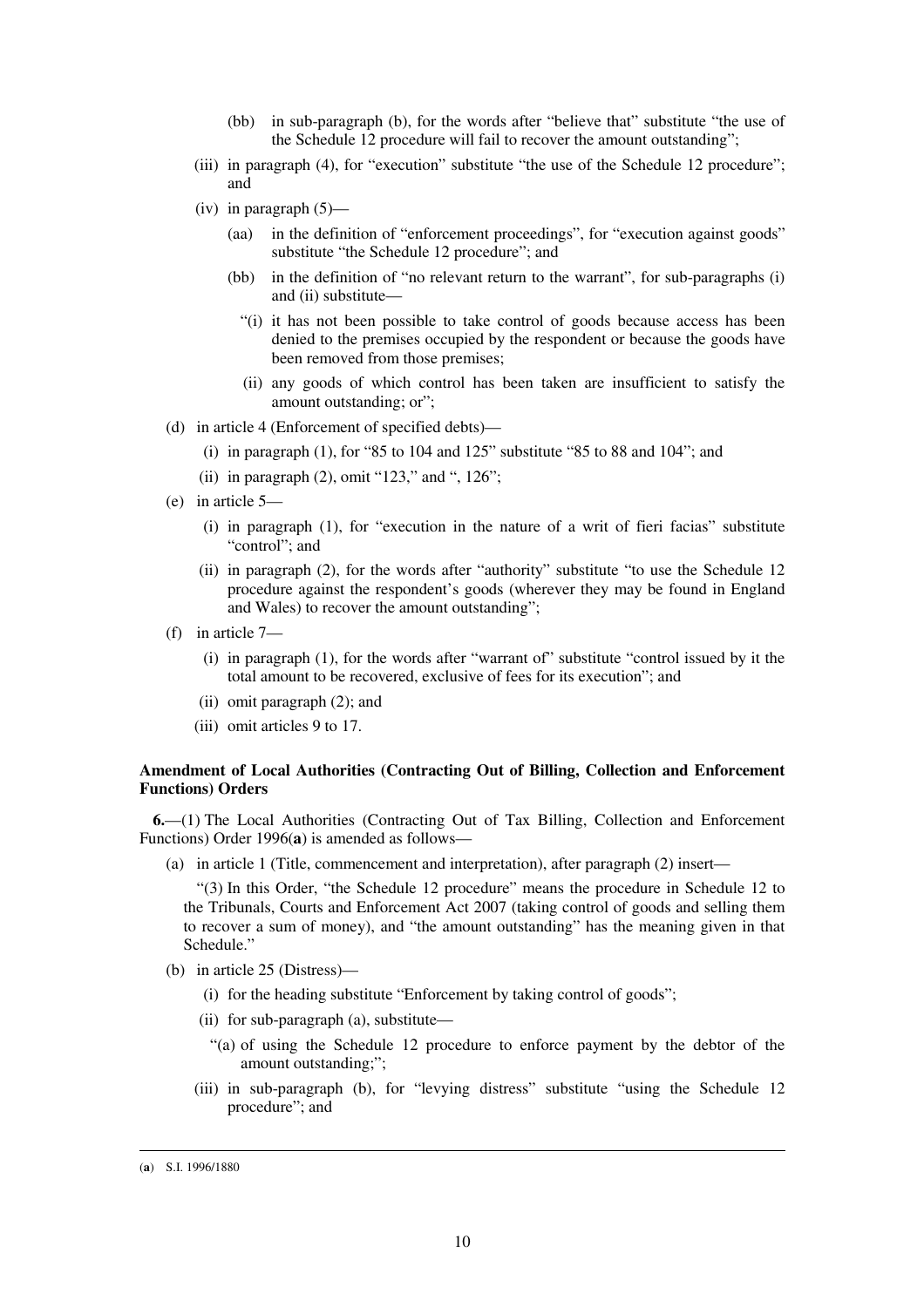(bb) in sub-paragraph (b), for the words after "believe that" substitute "the use of the Schedule 12 procedure will fail to recover the amount outstanding";

(iii) in paragraph (4), for "execution" substitute "the use of the Schedule 12 procedure"; and

(iv) in paragraph (5)—

(aa) in the definition of "enforcement proceedings", for "execution against goods" substitute "the Schedule 12 procedure"; and

(bb) in the definition of "no relevant return to the warrant", for sub-paragraphs (i) and (ii) substitute—

"(i) it has not been possible to take control of goods because access has been denied to the premises occupied by the respondent or because the goods have been removed from those premises;

(ii) any goods of which control has been taken are insufficient to satisfy the amount outstanding; or";

(d) in article 4 (Enforcement of specified debts)—

(i) in paragraph (1), for "85 to 104 and 125" substitute "85 to 88 and 104"; and

(ii) in paragraph (2), omit "123," and ", 126";

(e) in article 5—

(i) in paragraph (1), for "execution in the nature of a writ of fieri facias" substitute "control"; and

(ii) in paragraph (2), for the words after "authority" substitute "to use the Schedule 12 procedure against the respondent's goods (wherever they may be found in England and Wales) to recover the amount outstanding";

(f) in article 7—

(i) in paragraph (1), for the words after "warrant of" substitute "control issued by it the total amount to be recovered, exclusive of fees for its execution"; and

(ii) omit paragraph (2); and

(iii) omit articles 9 to 17.

**Amendment of Local Authorities (Contracting Out of Billing, Collection and Enforcement Functions) Orders**

**6.**—(1) The Local Authorities (Contracting Out of Tax Billing, Collection and Enforcement Functions) Order 1996(**a**) is amended as follows—

(a) in article 1 (Title, commencement and interpretation), after paragraph (2) insert—

"(3) In this Order, "the Schedule 12 procedure" means the procedure in Schedule 12 to the Tribunals, Courts and Enforcement Act 2007 (taking control of goods and selling them to recover a sum of money), and "the amount outstanding" has the meaning given in that Schedule."

(b) in article 25 (Distress)—

(i) for the heading substitute "Enforcement by taking control of goods";

(ii) for sub-paragraph (a), substitute—

"(a) of using the Schedule 12 procedure to enforce payment by the debtor of the amount outstanding;";

(iii) in sub-paragraph (b), for "levying distress" substitute "using the Schedule 12 procedure"; and

(**a**) S.I. 1996/1880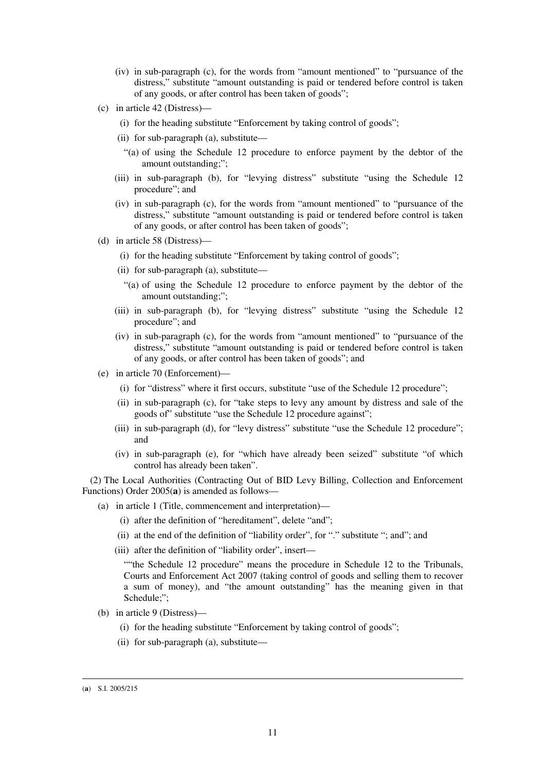(iv) in sub-paragraph (c), for the words from "amount mentioned" to "pursuance of the distress," substitute "amount outstanding is paid or tendered before control is taken of any goods, or after control has been taken of goods";

(c) in article 42 (Distress)—

(i) for the heading substitute "Enforcement by taking control of goods";

(ii) for sub-paragraph (a), substitute—

"(a) of using the Schedule 12 procedure to enforce payment by the debtor of the amount outstanding;";

(iii) in sub-paragraph (b), for "levying distress" substitute "using the Schedule 12 procedure"; and

(iv) in sub-paragraph (c), for the words from "amount mentioned" to "pursuance of the distress," substitute "amount outstanding is paid or tendered before control is taken of any goods, or after control has been taken of goods";

(d) in article 58 (Distress)—

(i) for the heading substitute "Enforcement by taking control of goods";

(ii) for sub-paragraph (a), substitute—

"(a) of using the Schedule 12 procedure to enforce payment by the debtor of the amount outstanding;";

(iii) in sub-paragraph (b), for "levying distress" substitute "using the Schedule 12 procedure"; and

(iv) in sub-paragraph (c), for the words from "amount mentioned" to "pursuance of the distress," substitute "amount outstanding is paid or tendered before control is taken of any goods, or after control has been taken of goods"; and

(e) in article 70 (Enforcement)—

(i) for "distress" where it first occurs, substitute "use of the Schedule 12 procedure";

(ii) in sub-paragraph (c), for "take steps to levy any amount by distress and sale of the goods of" substitute "use the Schedule 12 procedure against";

(iii) in sub-paragraph (d), for "levy distress" substitute "use the Schedule 12 procedure"; and

(iv) in sub-paragraph (e), for "which have already been seized" substitute "of which control has already been taken".

(2) The Local Authorities (Contracting Out of BID Levy Billing, Collection and Enforcement Functions) Order 2005(**a**) is amended as follows—

(a) in article 1 (Title, commencement and interpretation)—

(i) after the definition of "hereditament", delete "and";

(ii) at the end of the definition of "liability order", for "." substitute "; and"; and

(iii) after the definition of "liability order", insert—

""the Schedule 12 procedure" means the procedure in Schedule 12 to the Tribunals, Courts and Enforcement Act 2007 (taking control of goods and selling them to recover a sum of money), and "the amount outstanding" has the meaning given in that Schedule;";

(b) in article 9 (Distress)—

(i) for the heading substitute "Enforcement by taking control of goods";

(ii) for sub-paragraph (a), substitute—

(**a**) S.I. 2005/215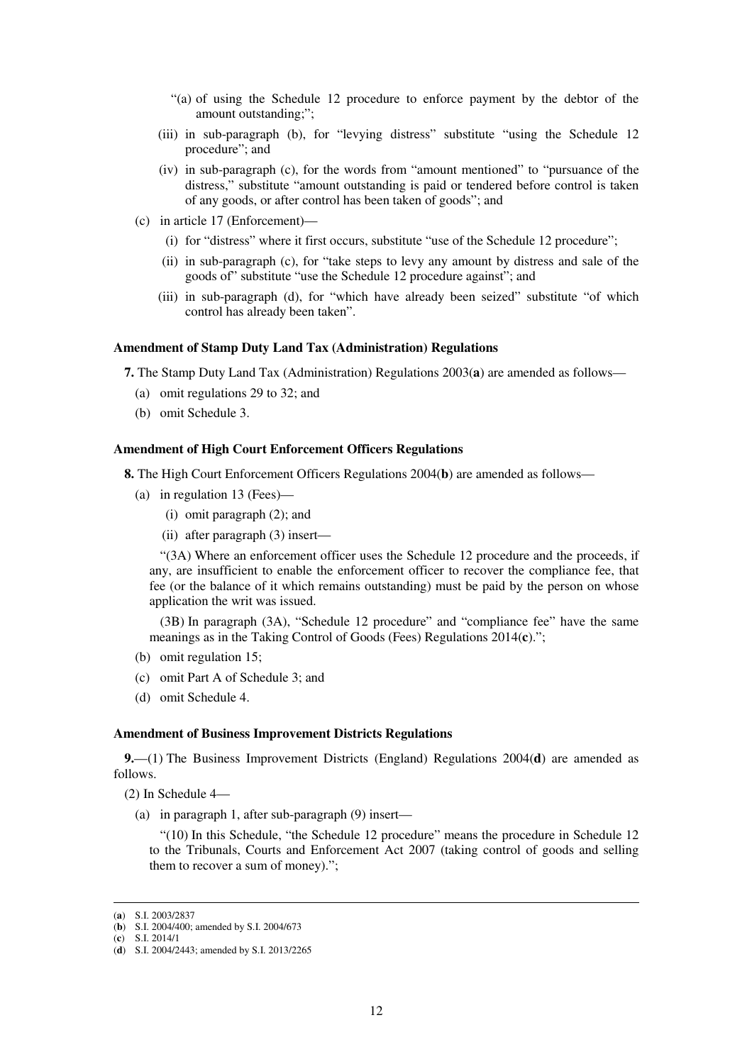"(a) of using the Schedule 12 procedure to enforce payment by the debtor of the amount outstanding;";

(iii) in sub-paragraph (b), for "levying distress" substitute "using the Schedule 12 procedure"; and

(iv) in sub-paragraph (c), for the words from "amount mentioned" to "pursuance of the distress," substitute "amount outstanding is paid or tendered before control is taken of any goods, or after control has been taken of goods"; and

(c) in article 17 (Enforcement)—

(i) for "distress" where it first occurs, substitute "use of the Schedule 12 procedure";

(ii) in sub-paragraph (c), for "take steps to levy any amount by distress and sale of the goods of" substitute "use the Schedule 12 procedure against"; and

(iii) in sub-paragraph (d), for "which have already been seized" substitute "of which control has already been taken".

**Amendment of Stamp Duty Land Tax (Administration) Regulations**

**7.** The Stamp Duty Land Tax (Administration) Regulations 2003(**a**) are amended as follows—

(a) omit regulations 29 to 32; and

(b) omit Schedule 3.

**Amendment of High Court Enforcement Officers Regulations**

**8.** The High Court Enforcement Officers Regulations 2004(**b**) are amended as follows—

(a) in regulation 13 (Fees)—

(i) omit paragraph (2); and

(ii) after paragraph (3) insert—

"(3A) Where an enforcement officer uses the Schedule 12 procedure and the proceeds, if any, are insufficient to enable the enforcement officer to recover the compliance fee, that fee (or the balance of it which remains outstanding) must be paid by the person on whose application the writ was issued.

(3B) In paragraph (3A), "Schedule 12 procedure" and "compliance fee" have the same meanings as in the Taking Control of Goods (Fees) Regulations 2014(**c**).";

(b) omit regulation 15;

(c) omit Part A of Schedule 3; and

(d) omit Schedule 4.

**Amendment of Business Improvement Districts Regulations**

**9.**—(1) The Business Improvement Districts (England) Regulations 2004(**d**) are amended as follows.

(2) In Schedule 4—

(a) in paragraph 1, after sub-paragraph (9) insert—

"(10) In this Schedule, "the Schedule 12 procedure" means the procedure in Schedule 12 to the Tribunals, Courts and Enforcement Act 2007 (taking control of goods and selling them to recover a sum of money).";

---

(**a**) S.I. 2003/2837

(**b**) S.I. 2004/400; amended by S.I. 2004/673

(**c**) S.I. 2014/1

(**d**) S.I. 2004/2443; amended by S.I. 2013/2265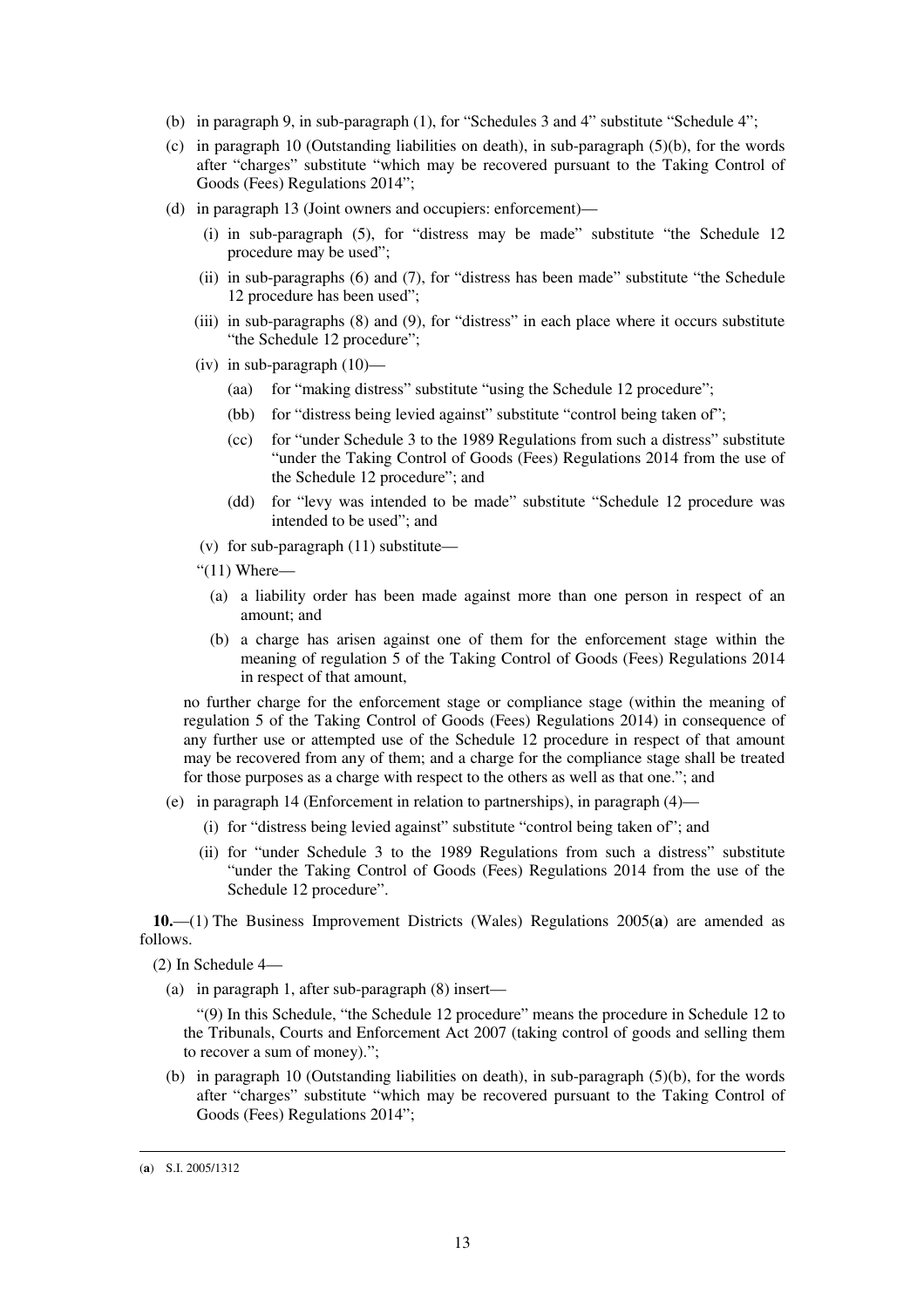(b) in paragraph 9, in sub-paragraph (1), for "Schedules 3 and 4" substitute "Schedule 4";

(c) in paragraph 10 (Outstanding liabilities on death), in sub-paragraph (5)(b), for the words after "charges" substitute "which may be recovered pursuant to the Taking Control of Goods (Fees) Regulations 2014";

(d) in paragraph 13 (Joint owners and occupiers: enforcement)—

(i) in sub-paragraph (5), for "distress may be made" substitute "the Schedule 12 procedure may be used";

(ii) in sub-paragraphs (6) and (7), for "distress has been made" substitute "the Schedule 12 procedure has been used";

(iii) in sub-paragraphs (8) and (9), for "distress" in each place where it occurs substitute "the Schedule 12 procedure";

(iv) in sub-paragraph (10)—

(aa) for "making distress" substitute "using the Schedule 12 procedure";

(bb) for "distress being levied against" substitute "control being taken of";

(cc) for "under Schedule 3 to the 1989 Regulations from such a distress" substitute "under the Taking Control of Goods (Fees) Regulations 2014 from the use of the Schedule 12 procedure"; and

(dd) for "levy was intended to be made" substitute "Schedule 12 procedure was intended to be used"; and

(v) for sub-paragraph (11) substitute—

"(11) Where—

(a) a liability order has been made against more than one person in respect of an amount; and

(b) a charge has arisen against one of them for the enforcement stage within the meaning of regulation 5 of the Taking Control of Goods (Fees) Regulations 2014 in respect of that amount,

no further charge for the enforcement stage or compliance stage (within the meaning of regulation 5 of the Taking Control of Goods (Fees) Regulations 2014) in consequence of any further use or attempted use of the Schedule 12 procedure in respect of that amount may be recovered from any of them; and a charge for the compliance stage shall be treated for those purposes as a charge with respect to the others as well as that one."; and

(e) in paragraph 14 (Enforcement in relation to partnerships), in paragraph (4)—

(i) for "distress being levied against" substitute "control being taken of"; and

(ii) for "under Schedule 3 to the 1989 Regulations from such a distress" substitute "under the Taking Control of Goods (Fees) Regulations 2014 from the use of the Schedule 12 procedure".

**10.**—(1) The Business Improvement Districts (Wales) Regulations 2005(**a**) are amended as follows.

(2) In Schedule 4—

(a) in paragraph 1, after sub-paragraph (8) insert—

"(9) In this Schedule, "the Schedule 12 procedure" means the procedure in Schedule 12 to the Tribunals, Courts and Enforcement Act 2007 (taking control of goods and selling them to recover a sum of money).";

(b) in paragraph 10 (Outstanding liabilities on death), in sub-paragraph (5)(b), for the words after "charges" substitute "which may be recovered pursuant to the Taking Control of Goods (Fees) Regulations 2014";

---

(**a**) S.I. 2005/1312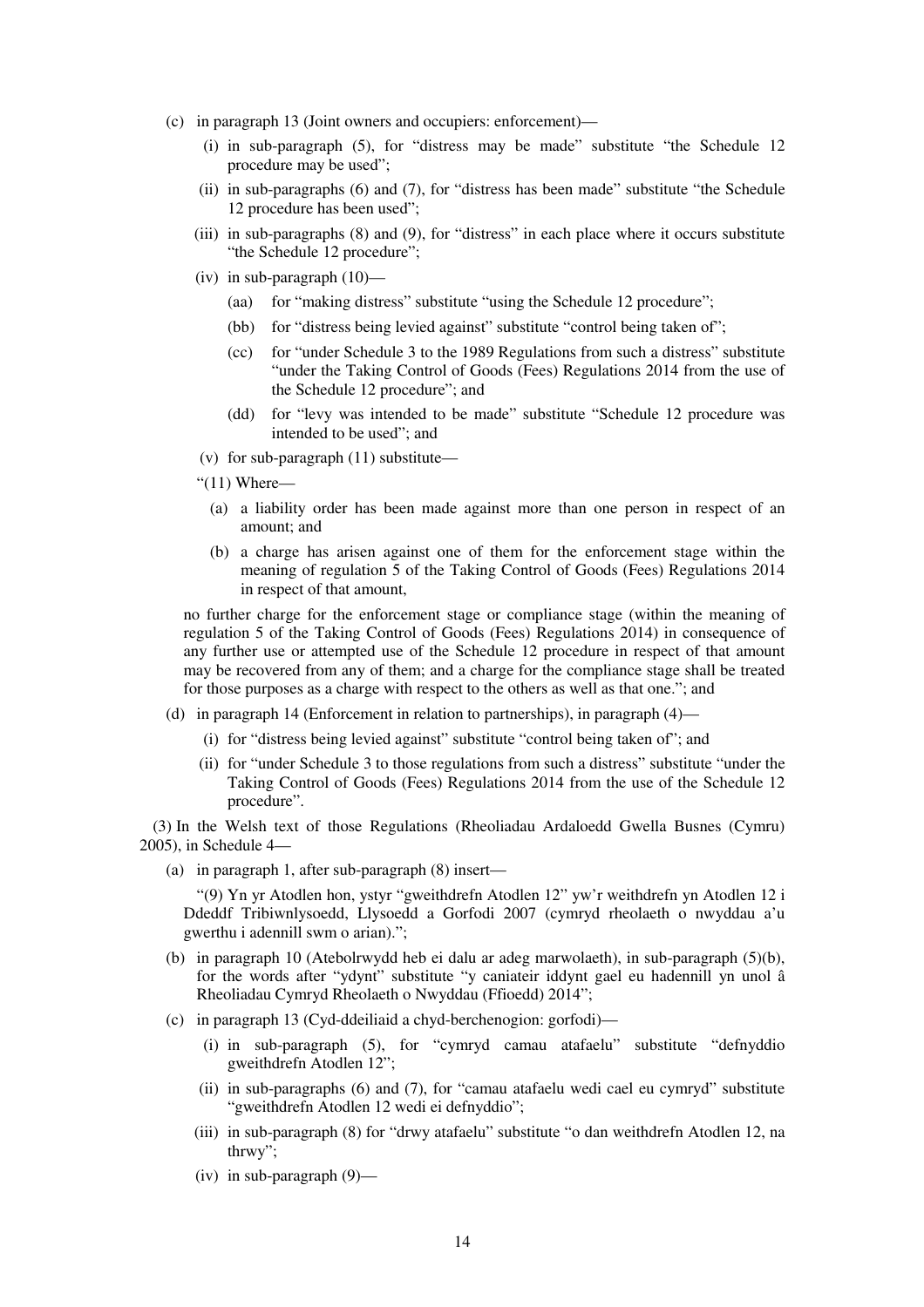(c) in paragraph 13 (Joint owners and occupiers: enforcement)—

(i) in sub-paragraph (5), for "distress may be made" substitute "the Schedule 12 procedure may be used";

(ii) in sub-paragraphs (6) and (7), for "distress has been made" substitute "the Schedule 12 procedure has been used";

(iii) in sub-paragraphs (8) and (9), for "distress" in each place where it occurs substitute "the Schedule 12 procedure";

(iv) in sub-paragraph (10)—

(aa) for "making distress" substitute "using the Schedule 12 procedure";

(bb) for "distress being levied against" substitute "control being taken of";

(cc) for "under Schedule 3 to the 1989 Regulations from such a distress" substitute "under the Taking Control of Goods (Fees) Regulations 2014 from the use of the Schedule 12 procedure"; and

(dd) for "levy was intended to be made" substitute "Schedule 12 procedure was intended to be used"; and

(v) for sub-paragraph (11) substitute—

"(11) Where—

(a) a liability order has been made against more than one person in respect of an amount; and

(b) a charge has arisen against one of them for the enforcement stage within the meaning of regulation 5 of the Taking Control of Goods (Fees) Regulations 2014 in respect of that amount,

no further charge for the enforcement stage or compliance stage (within the meaning of regulation 5 of the Taking Control of Goods (Fees) Regulations 2014) in consequence of any further use or attempted use of the Schedule 12 procedure in respect of that amount may be recovered from any of them; and a charge for the compliance stage shall be treated for those purposes as a charge with respect to the others as well as that one."; and

(d) in paragraph 14 (Enforcement in relation to partnerships), in paragraph (4)—

(i) for "distress being levied against" substitute "control being taken of"; and

(ii) for "under Schedule 3 to those regulations from such a distress" substitute "under the Taking Control of Goods (Fees) Regulations 2014 from the use of the Schedule 12 procedure".

(3) In the Welsh text of those Regulations (Rheoliadau Ardaloedd Gwella Busnes (Cymru) 2005), in Schedule 4—

(a) in paragraph 1, after sub-paragraph (8) insert—

"(9) Yn yr Atodlen hon, ystyr "gweithdrefn Atodlen 12" yw'r weithdrefn yn Atodlen 12 i Ddeddf Tribiwnlysoedd, Llysoedd a Gorfodi 2007 (cymryd rheolaeth o nwyddau a'u gwerthu i adennill swm o arian).";

(b) in paragraph 10 (Atebolrwydd heb ei dalu ar adeg marwolaeth), in sub-paragraph (5)(b), for the words after "ydynt" substitute "y caniateir iddynt gael eu hadennill yn unol â Rheoliadau Cymryd Rheolaeth o Nwyddau (Ffioedd) 2014";

(c) in paragraph 13 (Cyd-ddeiliaid a chyd-berchenogion: gorfodi)—

(i) in sub-paragraph (5), for "cymryd camau atafaelu" substitute "defnyddio gweithdrefn Atodlen 12";

(ii) in sub-paragraphs (6) and (7), for "camau atafaelu wedi cael eu cymryd" substitute "gweithdrefn Atodlen 12 wedi ei defnyddio";

(iii) in sub-paragraph (8) for "drwy atafaelu" substitute "o dan weithdrefn Atodlen 12, na thrwy";

(iv) in sub-paragraph (9)—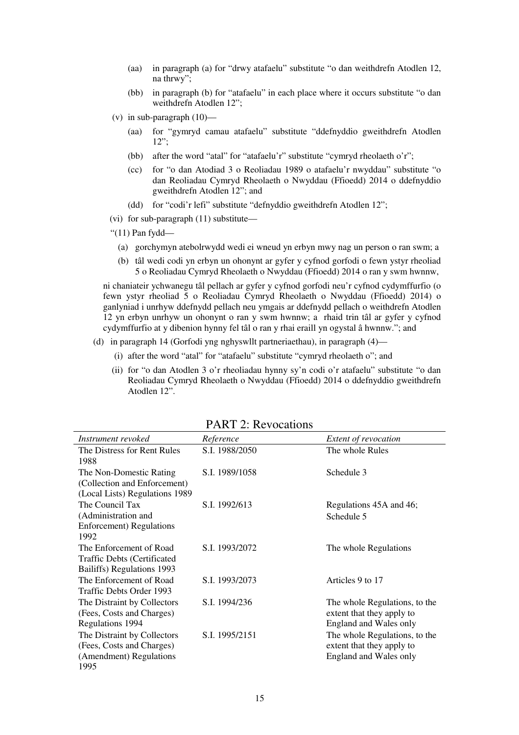(aa) in paragraph (a) for "drwy atafaelu" substitute "o dan weithdrefn Atodlen 12, na thrwy";

(bb) in paragraph (b) for "atafaelu" in each place where it occurs substitute "o dan weithdrefn Atodlen 12";

(v) in sub-paragraph (10)—

(aa) for "gymryd camau atafaelu" substitute "ddefnyddio gweithdrefn Atodlen 12";

(bb) after the word "atal" for "atafaelu'r" substitute "cymryd rheolaeth o'r";

(cc) for "o dan Atodiad 3 o Reoliadau 1989 o atafaelu'r nwyddau" substitute "o dan Reoliadau Cymryd Rheolaeth o Nwyddau (Ffioedd) 2014 o ddefnyddio gweithdrefn Atodlen 12"; and

(dd) for "codi'r lefi" substitute "defnyddio gweithdrefn Atodlen 12";

(vi) for sub-paragraph (11) substitute—

"(11) Pan fydd—

(a) gorchymyn atebolrwydd wedi ei wneud yn erbyn mwy nag un person o ran swm; a

(b) tâl wedi codi yn erbyn un ohonynt ar gyfer y cyfnod gorfodi o fewn ystyr rheoliad 5 o Reoliadau Cymryd Rheolaeth o Nwyddau (Ffioedd) 2014 o ran y swm hwnnw,

ni chaniateir ychwanegu tâl pellach ar gyfer y cyfnod gorfodi neu'r cyfnod cydymffurfio (o fewn ystyr rheoliad 5 o Reoliadau Cymryd Rheolaeth o Nwyddau (Ffioedd) 2014) o ganlyniad i unrhyw ddefnydd pellach neu ymgais ar ddefnydd pellach o weithdrefn Atodlen 12 yn erbyn unrhyw un ohonynt o ran y swm hwnnw; a rhaid trin tâl ar gyfer y cyfnod cydymffurfio at y dibenion hynny fel tâl o ran y rhai eraill yn ogystal â hwnnw."; and

(d) in paragraph 14 (Gorfodi yng nghyswllt partneriaethau), in paragraph (4)—

(i) after the word "atal" for "atafaelu" substitute "cymryd rheolaeth o"; and

(ii) for "o dan Atodlen 3 o'r rheoliadau hynny sy'n codi o'r atafaelu" substitute "o dan Reoliadau Cymryd Rheolaeth o Nwyddau (Ffioedd) 2014 o ddefnyddio gweithdrefn Atodlen 12".

## PART 2: Revocations

| *Instrument revoked* | *Reference* | *Extent of revocation* |
|---|---|---|
| The Distress for Rent Rules 1988 | S.I. 1988/2050 | The whole Rules |
| The Non-Domestic Rating (Collection and Enforcement) (Local Lists) Regulations 1989 | S.I. 1989/1058 | Schedule 3 |
| The Council Tax (Administration and Enforcement) Regulations 1992 | S.I. 1992/613 | Regulations 45A and 46; Schedule 5 |
| The Enforcement of Road Traffic Debts (Certificated Bailiffs) Regulations 1993 | S.I. 1993/2072 | The whole Regulations |
| The Enforcement of Road Traffic Debts Order 1993 | S.I. 1993/2073 | Articles 9 to 17 |
| The Distraint by Collectors (Fees, Costs and Charges) Regulations 1994 | S.I. 1994/236 | The whole Regulations, to the extent that they apply to England and Wales only |
| The Distraint by Collectors (Fees, Costs and Charges) (Amendment) Regulations 1995 | S.I. 1995/2151 | The whole Regulations, to the extent that they apply to England and Wales only |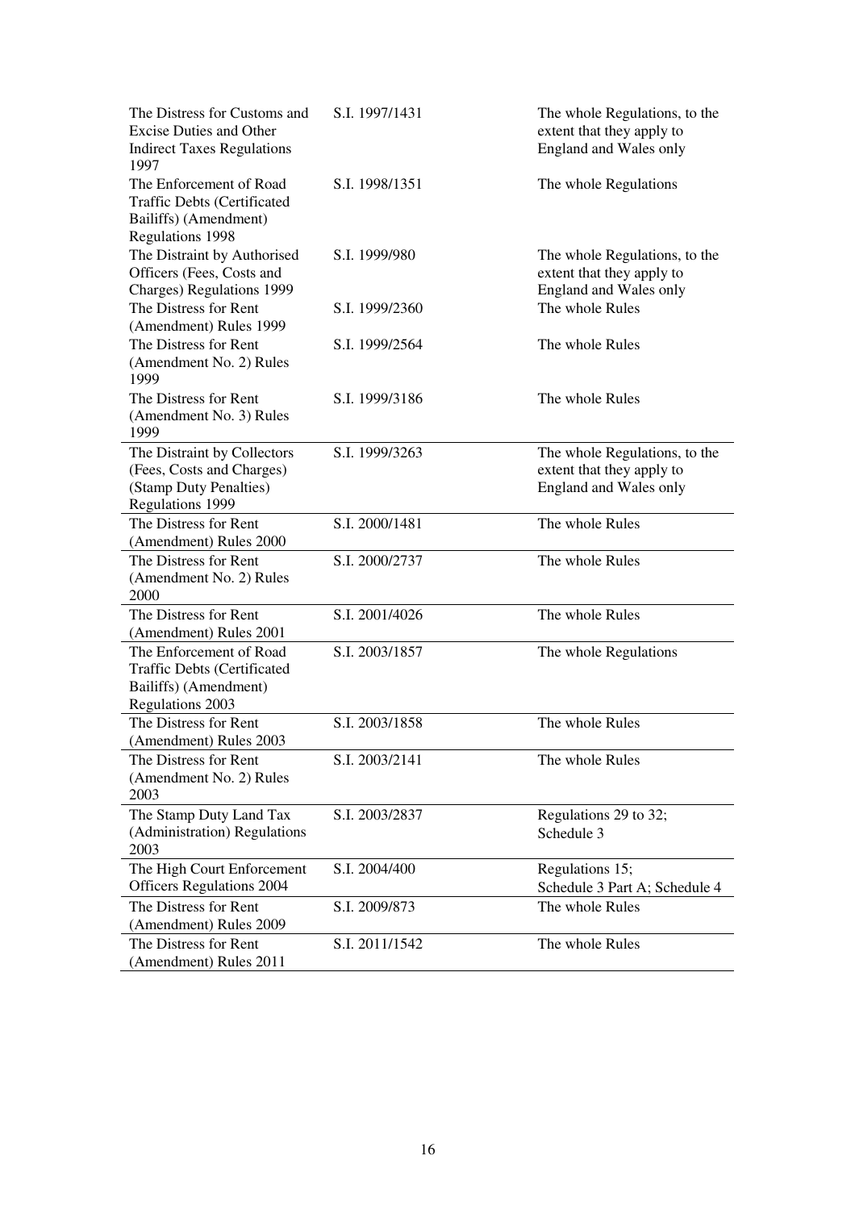| | | |
|---|---|---|
| The Distress for Customs and Excise Duties and Other Indirect Taxes Regulations 1997 | S.I. 1997/1431 | The whole Regulations, to the extent that they apply to England and Wales only |
| The Enforcement of Road Traffic Debts (Certificated Bailiffs) (Amendment) Regulations 1998 | S.I. 1998/1351 | The whole Regulations |
| The Distraint by Authorised Officers (Fees, Costs and Charges) Regulations 1999 | S.I. 1999/980 | The whole Regulations, to the extent that they apply to England and Wales only |
| The Distress for Rent (Amendment) Rules 1999 | S.I. 1999/2360 | The whole Rules |
| The Distress for Rent (Amendment No. 2) Rules 1999 | S.I. 1999/2564 | The whole Rules |
| The Distress for Rent (Amendment No. 3) Rules 1999 | S.I. 1999/3186 | The whole Rules |
| The Distraint by Collectors (Fees, Costs and Charges) (Stamp Duty Penalties) Regulations 1999 | S.I. 1999/3263 | The whole Regulations, to the extent that they apply to England and Wales only |
| The Distress for Rent (Amendment) Rules 2000 | S.I. 2000/1481 | The whole Rules |
| The Distress for Rent (Amendment No. 2) Rules 2000 | S.I. 2000/2737 | The whole Rules |
| The Distress for Rent (Amendment) Rules 2001 | S.I. 2001/4026 | The whole Rules |
| The Enforcement of Road Traffic Debts (Certificated Bailiffs) (Amendment) Regulations 2003 | S.I. 2003/1857 | The whole Regulations |
| The Distress for Rent (Amendment) Rules 2003 | S.I. 2003/1858 | The whole Rules |
| The Distress for Rent (Amendment No. 2) Rules 2003 | S.I. 2003/2141 | The whole Rules |
| The Stamp Duty Land Tax (Administration) Regulations 2003 | S.I. 2003/2837 | Regulations 29 to 32; Schedule 3 |
| The High Court Enforcement Officers Regulations 2004 | S.I. 2004/400 | Regulations 15; Schedule 3 Part A; Schedule 4 |
| The Distress for Rent (Amendment) Rules 2009 | S.I. 2009/873 | The whole Rules |
| The Distress for Rent (Amendment) Rules 2011 | S.I. 2011/1542 | The whole Rules |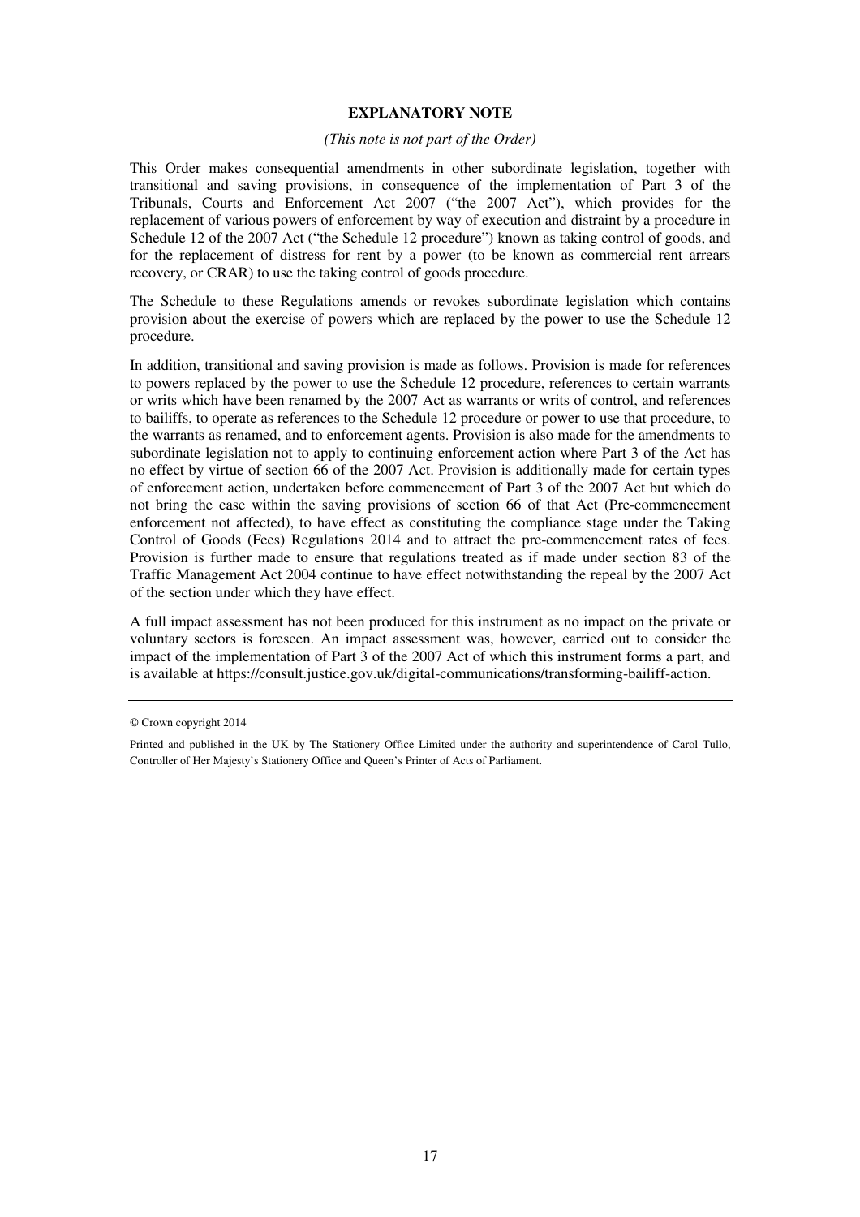**EXPLANATORY NOTE**

*(This note is not part of the Order)*

This Order makes consequential amendments in other subordinate legislation, together with transitional and saving provisions, in consequence of the implementation of Part 3 of the Tribunals, Courts and Enforcement Act 2007 ("the 2007 Act"), which provides for the replacement of various powers of enforcement by way of execution and distraint by a procedure in Schedule 12 of the 2007 Act ("the Schedule 12 procedure") known as taking control of goods, and for the replacement of distress for rent by a power (to be known as commercial rent arrears recovery, or CRAR) to use the taking control of goods procedure.

The Schedule to these Regulations amends or revokes subordinate legislation which contains provision about the exercise of powers which are replaced by the power to use the Schedule 12 procedure.

In addition, transitional and saving provision is made as follows. Provision is made for references to powers replaced by the power to use the Schedule 12 procedure, references to certain warrants or writs which have been renamed by the 2007 Act as warrants or writs of control, and references to bailiffs, to operate as references to the Schedule 12 procedure or power to use that procedure, to the warrants as renamed, and to enforcement agents. Provision is also made for the amendments to subordinate legislation not to apply to continuing enforcement action where Part 3 of the Act has no effect by virtue of section 66 of the 2007 Act. Provision is additionally made for certain types of enforcement action, undertaken before commencement of Part 3 of the 2007 Act but which do not bring the case within the saving provisions of section 66 of that Act (Pre-commencement enforcement not affected), to have effect as constituting the compliance stage under the Taking Control of Goods (Fees) Regulations 2014 and to attract the pre-commencement rates of fees. Provision is further made to ensure that regulations treated as if made under section 83 of the Traffic Management Act 2004 continue to have effect notwithstanding the repeal by the 2007 Act of the section under which they have effect.

A full impact assessment has not been produced for this instrument as no impact on the private or voluntary sectors is foreseen. An impact assessment was, however, carried out to consider the impact of the implementation of Part 3 of the 2007 Act of which this instrument forms a part, and is available at https://consult.justice.gov.uk/digital-communications/transforming-bailiff-action.

---

© Crown copyright 2014

Printed and published in the UK by The Stationery Office Limited under the authority and superintendence of Carol Tullo, Controller of Her Majesty's Stationery Office and Queen's Printer of Acts of Parliament.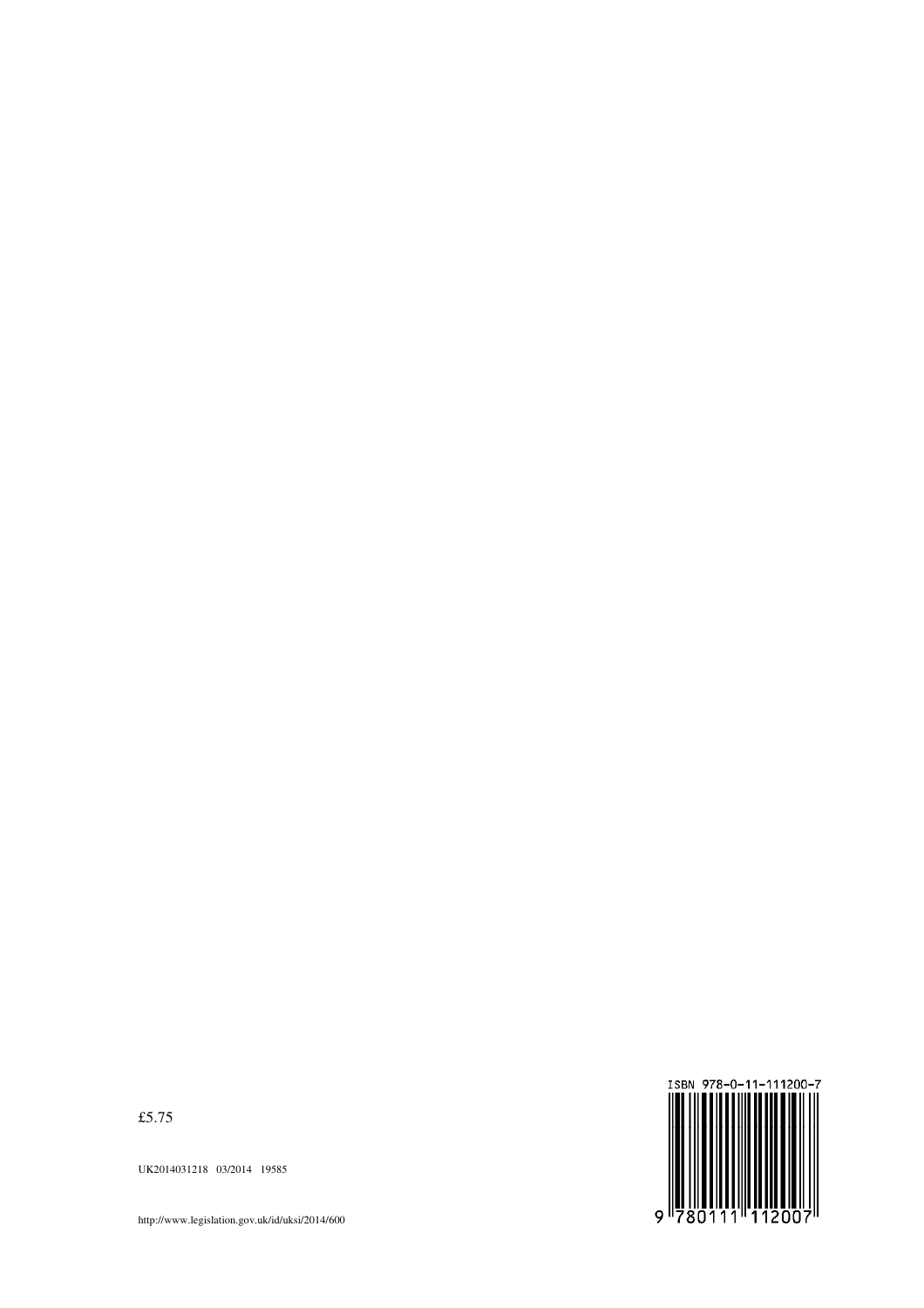£5.75

UK2014031218 03/2014 19585

http://www.legislation.gov.uk/id/uksi/2014/600

ISBN 978-0-11-111200-7

9 780111 112007